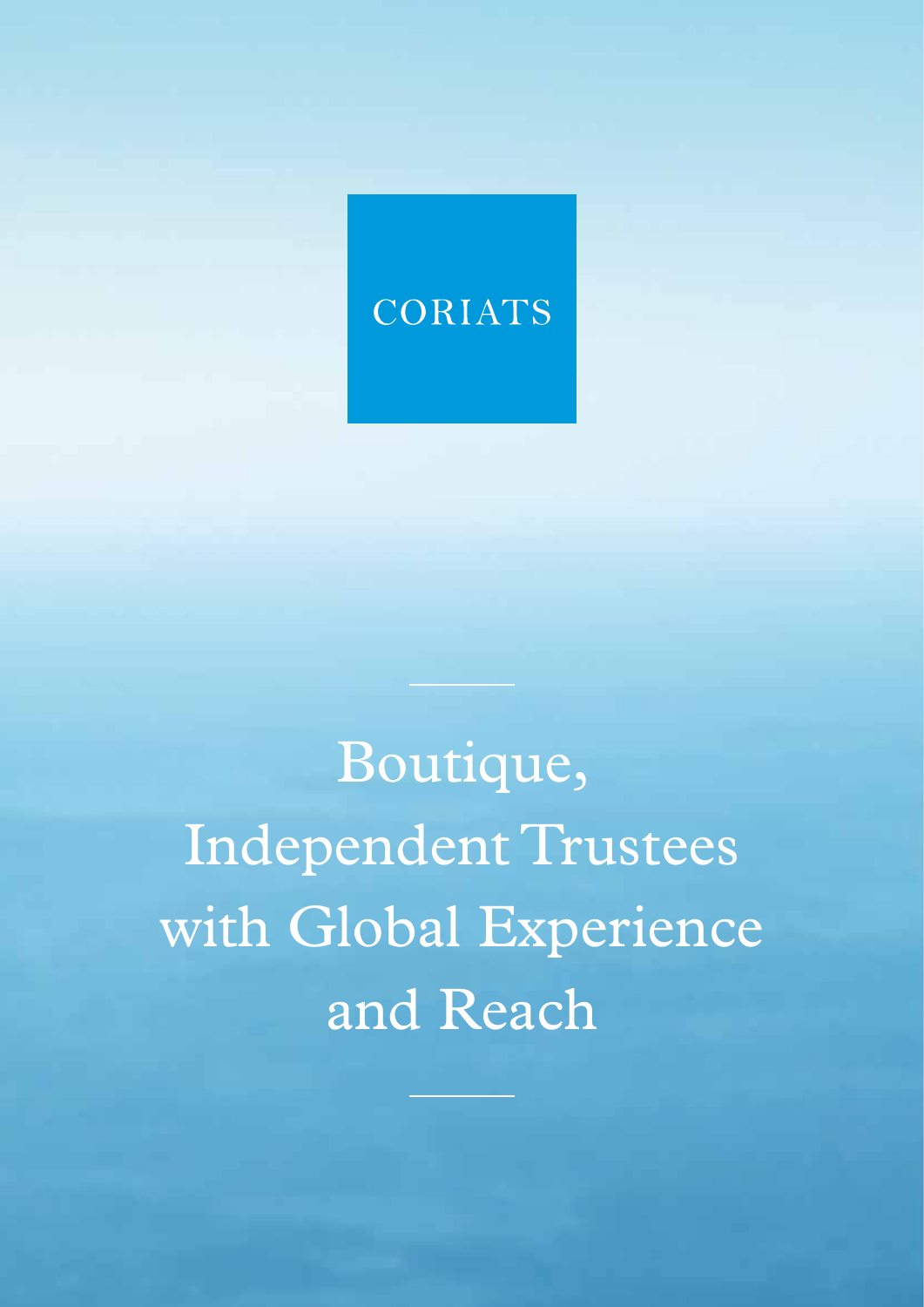CORIATS

# Boutique, Independent Trustees with Global Experience and Reach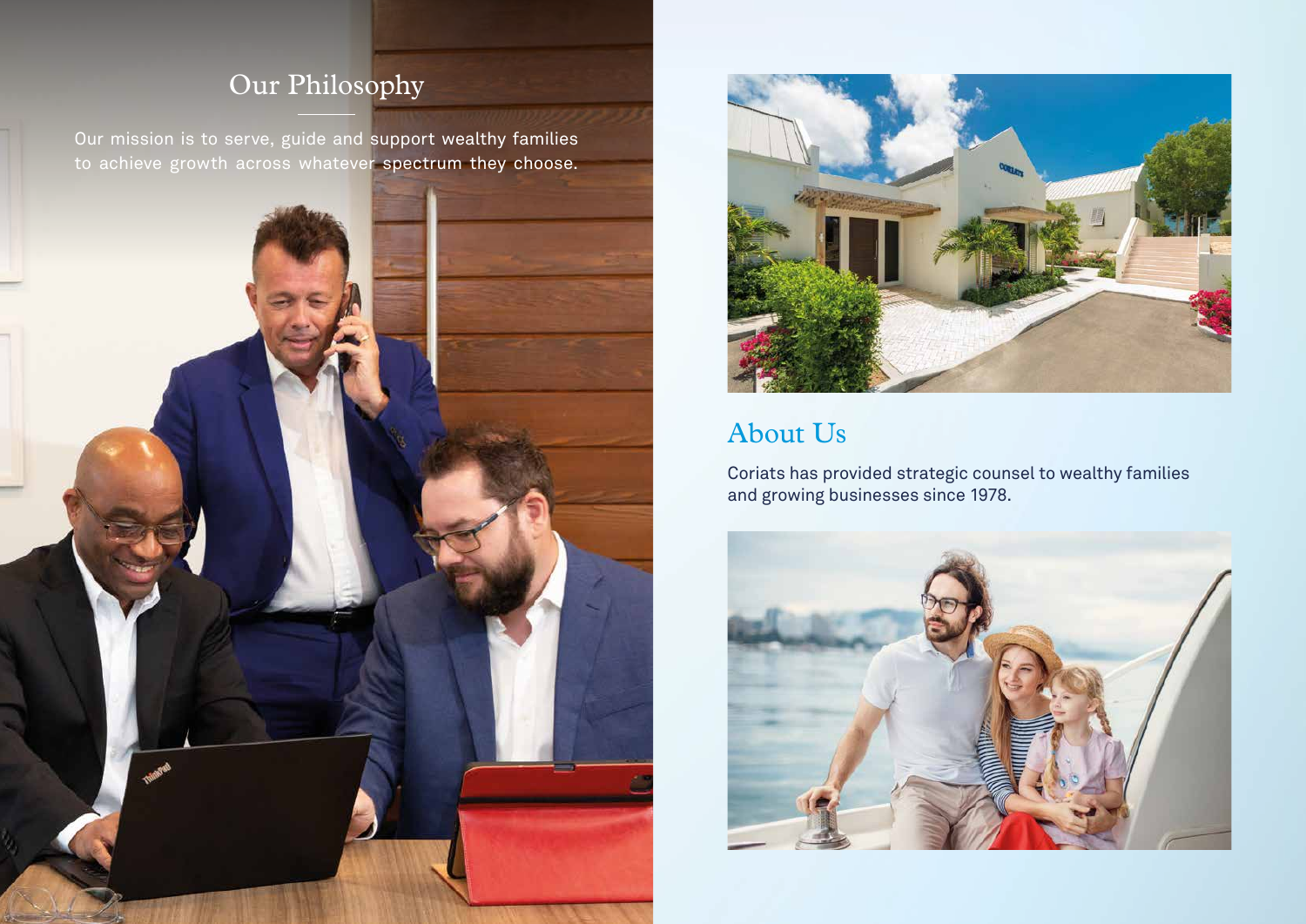## Our Philosophy

Our mission is to serve, guide and support wealthy families to achieve growth across whatever spectrum they choose.

## About Us

Coriats has provided strategic counsel to wealthy families and growing businesses since 1978.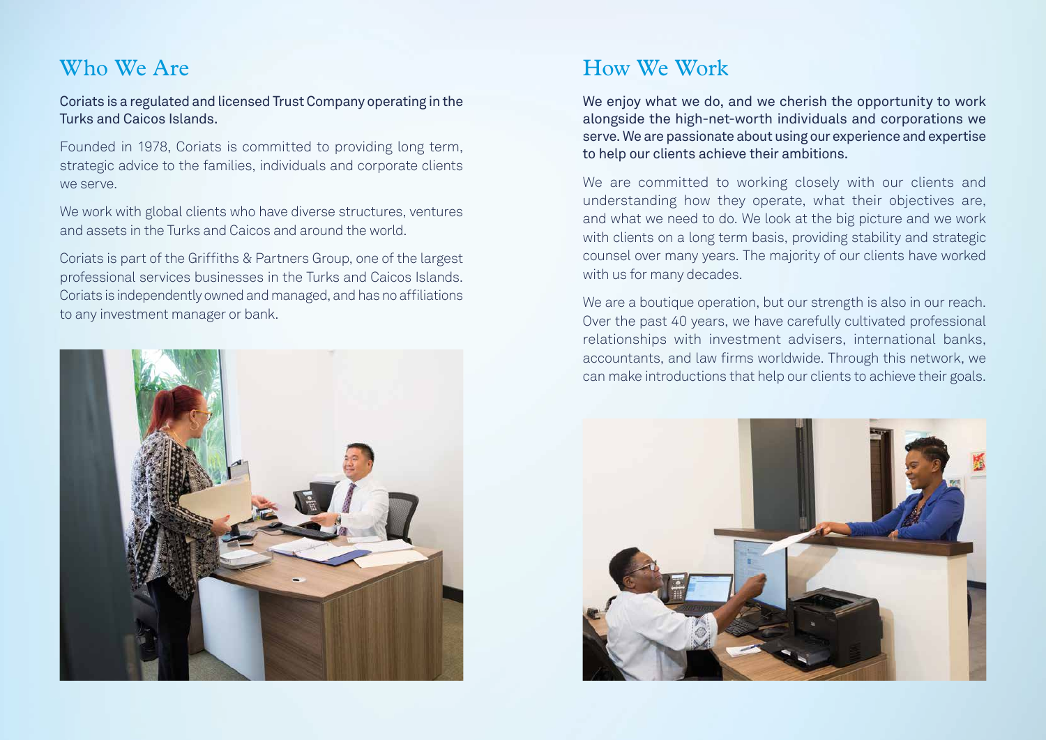## Who We Are

Coriats is a regulated and licensed Trust Company operating in the Turks and Caicos Islands.

Founded in 1978, Coriats is committed to providing long term, strategic advice to the families, individuals and corporate clients we serve.

We work with global clients who have diverse structures, ventures and assets in the Turks and Caicos and around the world.

Coriats is part of the Griffiths & Partners Group, one of the largest professional services businesses in the Turks and Caicos Islands. Coriats is independently owned and managed, and has no affiliations to any investment manager or bank.

## How We Work

We enjoy what we do, and we cherish the opportunity to work alongside the high-net-worth individuals and corporations we serve. We are passionate about using our experience and expertise to help our clients achieve their ambitions.

We are committed to working closely with our clients and understanding how they operate, what their objectives are, and what we need to do. We look at the big picture and we work with clients on a long term basis, providing stability and strategic counsel over many years. The majority of our clients have worked with us for many decades.

We are a boutique operation, but our strength is also in our reach. Over the past 40 years, we have carefully cultivated professional relationships with investment advisers, international banks, accountants, and law firms worldwide. Through this network, we can make introductions that help our clients to achieve their goals.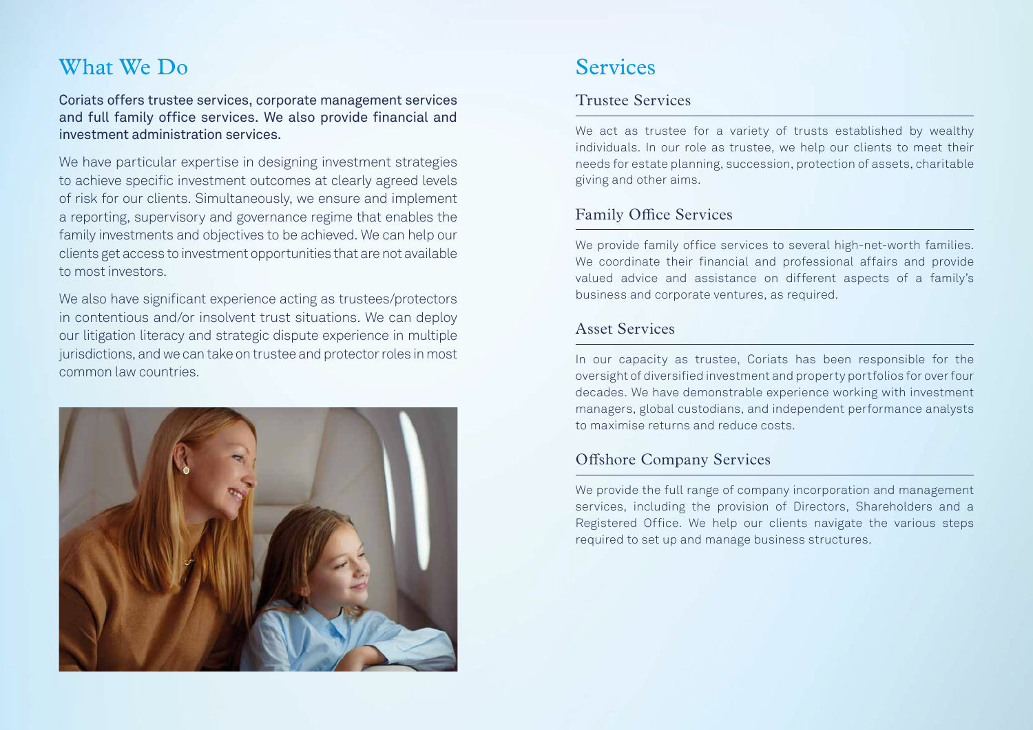# What We Do

Coriats offers trustee services, corporate management services and full family office services. We also provide financial and investment administration services.

We have particular expertise in designing investment strategies to achieve specific investment outcomes at clearly agreed levels of risk for our clients. Simultaneously, we ensure and implement a reporting, supervisory and governance regime that enables the family investments and objectives to be achieved. We can help our clients get access to investment opportunities that are not available to most investors.

We also have significant experience acting as trustees/protectors in contentious and/or insolvent trust situations. We can deploy our litigation literacy and strategic dispute experience in multiple jurisdictions, and we can take on trustee and protector roles in most common law countries.

# Services

## Trustee Services

We act as trustee for a variety of trusts established by wealthy individuals. In our role as trustee, we help our clients to meet their needs for estate planning, succession, protection of assets, charitable giving and other aims.

## Family Office Services

We provide family office services to several high-net-worth families. We coordinate their financial and professional affairs and provide valued advice and assistance on different aspects of a family's business and corporate ventures, as required.

## Asset Services

In our capacity as trustee, Coriats has been responsible for the oversight of diversified investment and property portfolios for over four decades. We have demonstrable experience working with investment managers, global custodians, and independent performance analysts to maximise returns and reduce costs.

## Offshore Company Services

We provide the full range of company incorporation and management services, including the provision of Directors, Shareholders and a Registered Office. We help our clients navigate the various steps required to set up and manage business structures.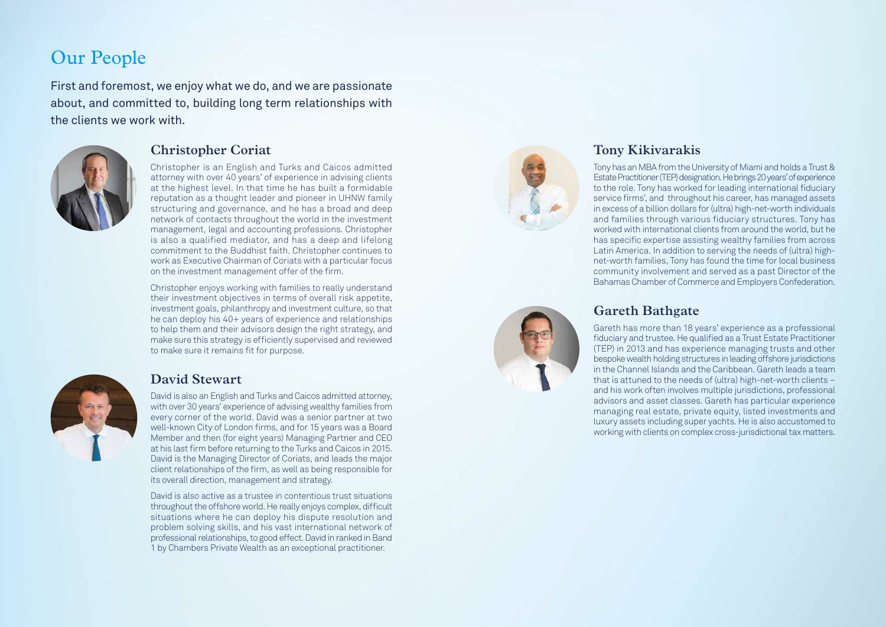# Our People

First and foremost, we enjoy what we do, and we are passionate about, and committed to, building long term relationships with the clients we work with.

## Christopher Coriat

Christopher is an English and Turks and Caicos admitted attorney with over 40 years' of experience in advising clients at the highest level. In that time he has built a formidable reputation as a thought leader and pioneer in UHNW family structuring and governance, and he has a broad and deep network of contacts throughout the world in the investment management, legal and accounting professions. Christopher is also a qualified mediator, and has a deep and lifelong commitment to the Buddhist faith. Christopher continues to work as Executive Chairman of Coriats with a particular focus on the investment management offer of the firm.

Christopher enjoys working with families to really understand their investment objectives in terms of overall risk appetite, investment goals, philanthropy and investment culture, so that he can deploy his 40+ years of experience and relationships to help them and their advisors design the right strategy, and make sure this strategy is efficiently supervised and reviewed to make sure it remains fit for purpose.

## David Stewart

David is also an English and Turks and Caicos admitted attorney, with over 30 years' experience of advising wealthy families from every corner of the world. David was a senior partner at two well-known City of London firms, and for 15 years was a Board Member and then (for eight years) Managing Partner and CEO at his last firm before returning to the Turks and Caicos in 2015. David is the Managing Director of Coriats, and leads the major client relationships of the firm, as well as being responsible for its overall direction, management and strategy.

David is also active as a trustee in contentious trust situations throughout the offshore world. He really enjoys complex, difficult situations where he can deploy his dispute resolution and problem solving skills, and his vast international network of professional relationships, to good effect. David in ranked in Band 1 by Chambers Private Wealth as an exceptional practitioner.

## Tony Kikivarakis

Tony has an MBA from the University of Miami and holds a Trust & Estate Practitioner (TEP) designation. He brings 20 years' of experience to the role. Tony has worked for leading international fiduciary service firms', and throughout his career, has managed assets in excess of a billion dollars for (ultra) high-net-worth individuals and families through various fiduciary structures. Tony has worked with international clients from around the world, but he has specific expertise assisting wealthy families from across Latin America. In addition to serving the needs of (ultra) high-net-worth families, Tony has found the time for local business community involvement and served as a past Director of the Bahamas Chamber of Commerce and Employers Confederation.

## Gareth Bathgate

Gareth has more than 18 years' experience as a professional fiduciary and trustee. He qualified as a Trust Estate Practitioner (TEP) in 2013 and has experience managing trusts and other bespoke wealth holding structures in leading offshore jurisdictions in the Channel Islands and the Caribbean. Gareth leads a team that is attuned to the needs of (ultra) high-net-worth clients – and his work often involves multiple jurisdictions, professional advisors and asset classes. Gareth has particular experience managing real estate, private equity, listed investments and luxury assets including super yachts. He is also accustomed to working with clients on complex cross-jurisdictional tax matters.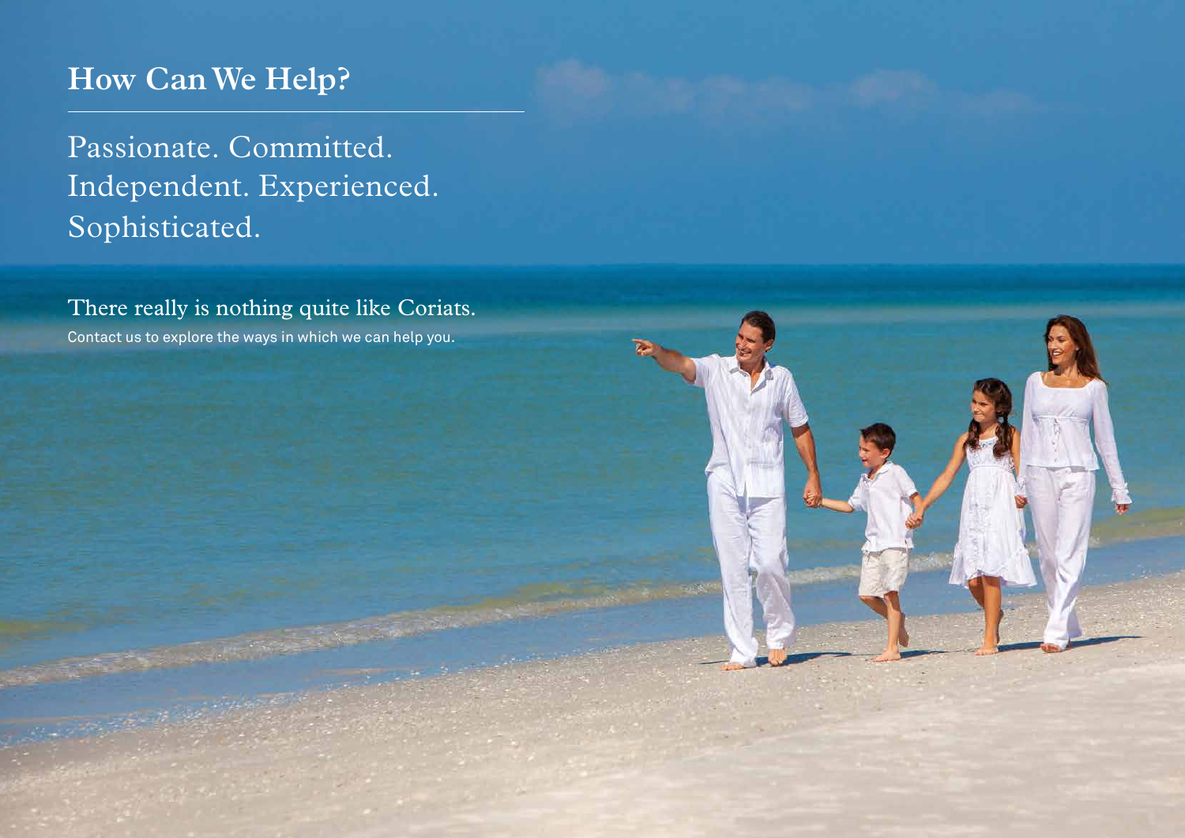## How Can We Help?

Passionate. Committed.
Independent. Experienced.
Sophisticated.

There really is nothing quite like Coriats.

Contact us to explore the ways in which we can help you.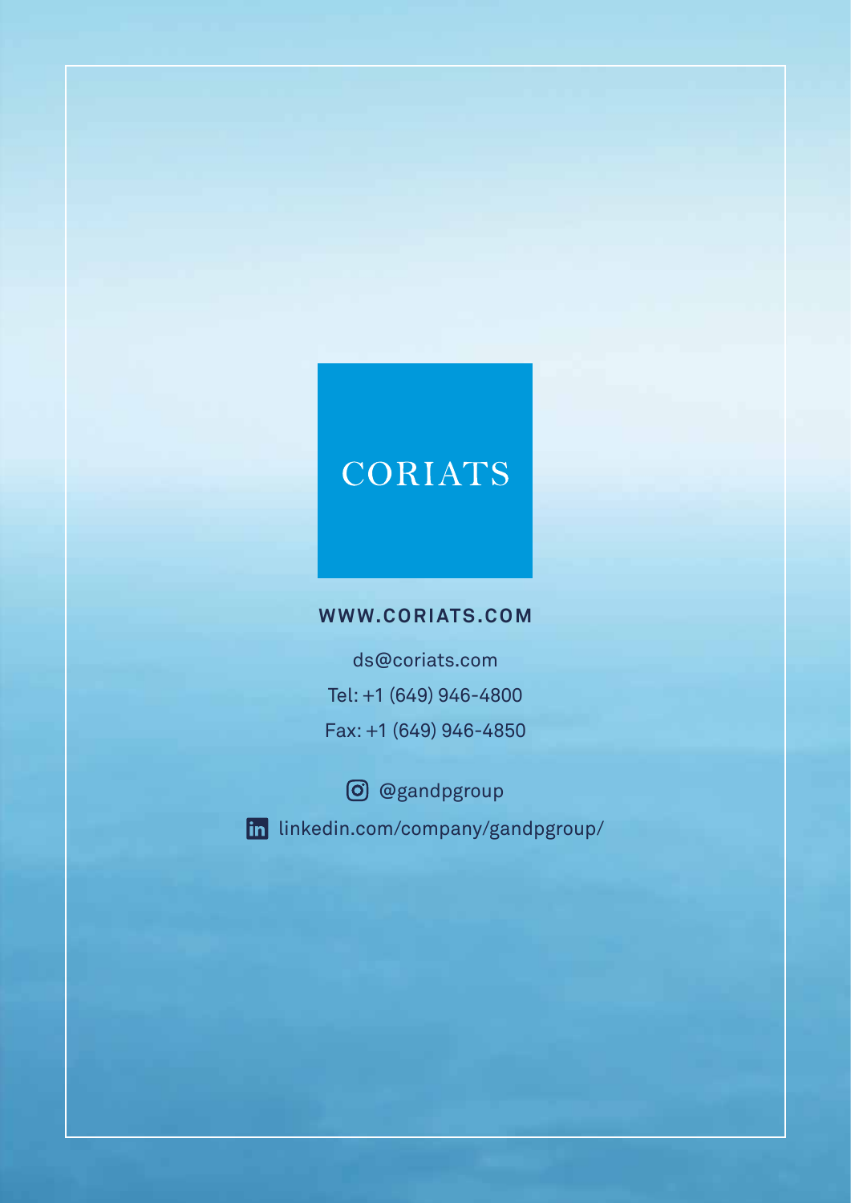CORIATS

**WWW.CORIATS.COM**

ds@coriats.com

Tel: +1 (649) 946-4800

Fax: +1 (649) 946-4850

@gandpgroup

linkedin.com/company/gandpgroup/